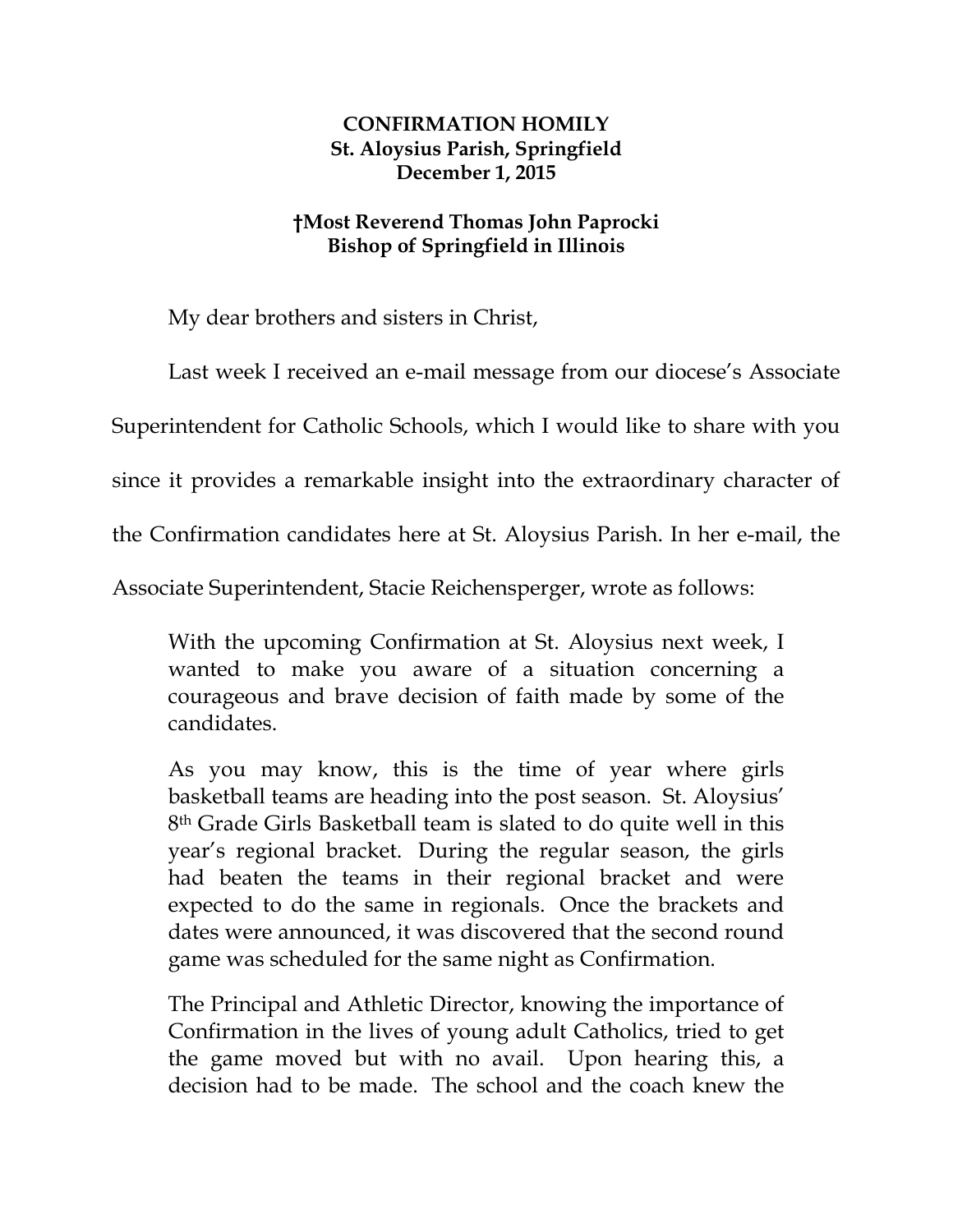**CONFIRMATION HOMILY**
**St. Aloysius Parish, Springfield**
**December 1, 2015**

**†Most Reverend Thomas John Paprocki**
**Bishop of Springfield in Illinois**

My dear brothers and sisters in Christ,

Last week I received an e-mail message from our diocese's Associate Superintendent for Catholic Schools, which I would like to share with you since it provides a remarkable insight into the extraordinary character of the Confirmation candidates here at St. Aloysius Parish. In her e-mail, the Associate Superintendent, Stacie Reichensperger, wrote as follows:

> With the upcoming Confirmation at St. Aloysius next week, I wanted to make you aware of a situation concerning a courageous and brave decision of faith made by some of the candidates.
>
> As you may know, this is the time of year where girls basketball teams are heading into the post season. St. Aloysius' 8th Grade Girls Basketball team is slated to do quite well in this year's regional bracket. During the regular season, the girls had beaten the teams in their regional bracket and were expected to do the same in regionals. Once the brackets and dates were announced, it was discovered that the second round game was scheduled for the same night as Confirmation.
>
> The Principal and Athletic Director, knowing the importance of Confirmation in the lives of young adult Catholics, tried to get the game moved but with no avail. Upon hearing this, a decision had to be made. The school and the coach knew the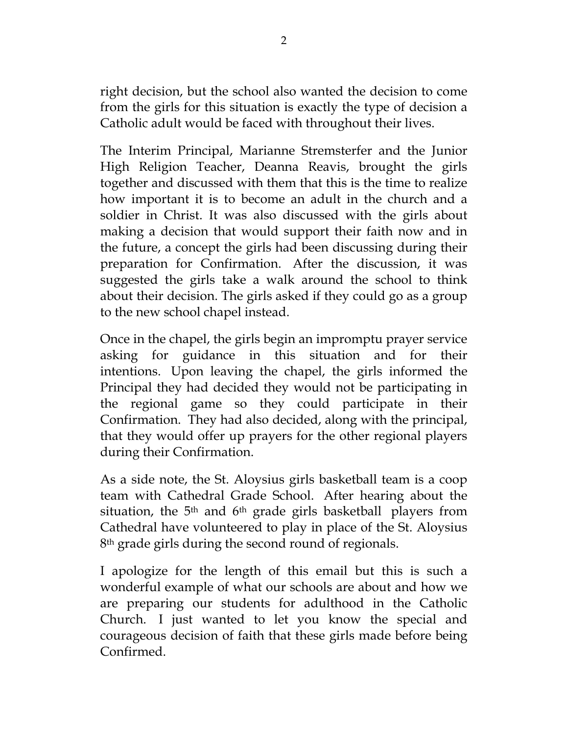right decision, but the school also wanted the decision to come from the girls for this situation is exactly the type of decision a Catholic adult would be faced with throughout their lives.

The Interim Principal, Marianne Stremsterfer and the Junior High Religion Teacher, Deanna Reavis, brought the girls together and discussed with them that this is the time to realize how important it is to become an adult in the church and a soldier in Christ. It was also discussed with the girls about making a decision that would support their faith now and in the future, a concept the girls had been discussing during their preparation for Confirmation. After the discussion, it was suggested the girls take a walk around the school to think about their decision. The girls asked if they could go as a group to the new school chapel instead.

Once in the chapel, the girls begin an impromptu prayer service asking for guidance in this situation and for their intentions. Upon leaving the chapel, the girls informed the Principal they had decided they would not be participating in the regional game so they could participate in their Confirmation. They had also decided, along with the principal, that they would offer up prayers for the other regional players during their Confirmation.

As a side note, the St. Aloysius girls basketball team is a coop team with Cathedral Grade School. After hearing about the situation, the 5th and 6th grade girls basketball players from Cathedral have volunteered to play in place of the St. Aloysius 8th grade girls during the second round of regionals.

I apologize for the length of this email but this is such a wonderful example of what our schools are about and how we are preparing our students for adulthood in the Catholic Church. I just wanted to let you know the special and courageous decision of faith that these girls made before being Confirmed.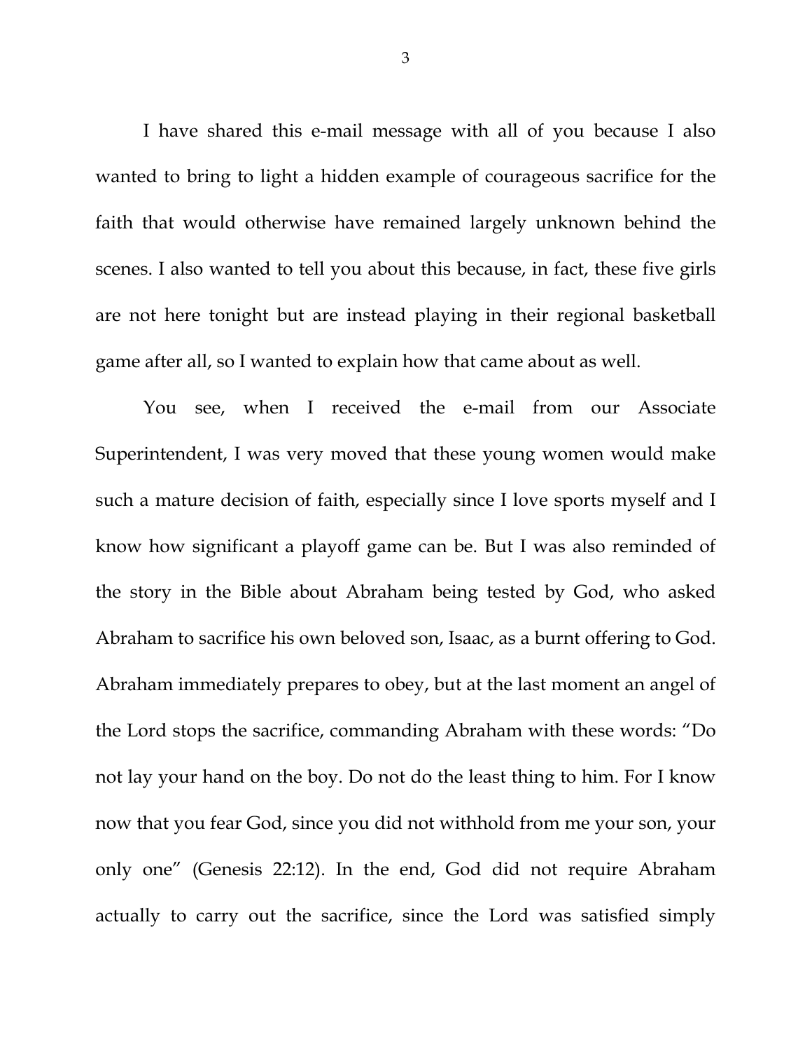I have shared this e-mail message with all of you because I also wanted to bring to light a hidden example of courageous sacrifice for the faith that would otherwise have remained largely unknown behind the scenes. I also wanted to tell you about this because, in fact, these five girls are not here tonight but are instead playing in their regional basketball game after all, so I wanted to explain how that came about as well.

You see, when I received the e-mail from our Associate Superintendent, I was very moved that these young women would make such a mature decision of faith, especially since I love sports myself and I know how significant a playoff game can be. But I was also reminded of the story in the Bible about Abraham being tested by God, who asked Abraham to sacrifice his own beloved son, Isaac, as a burnt offering to God. Abraham immediately prepares to obey, but at the last moment an angel of the Lord stops the sacrifice, commanding Abraham with these words: "Do not lay your hand on the boy. Do not do the least thing to him. For I know now that you fear God, since you did not withhold from me your son, your only one" (Genesis 22:12). In the end, God did not require Abraham actually to carry out the sacrifice, since the Lord was satisfied simply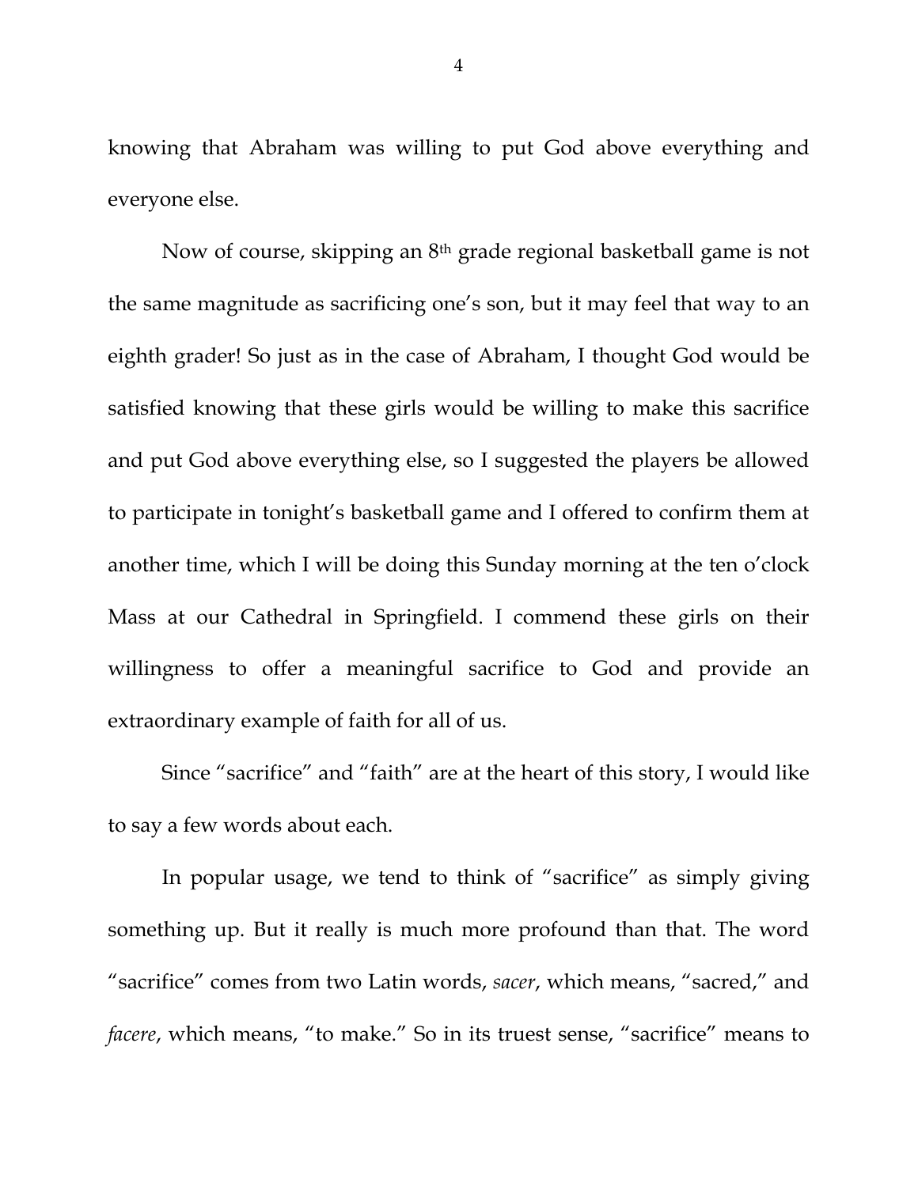knowing that Abraham was willing to put God above everything and everyone else.

Now of course, skipping an 8th grade regional basketball game is not the same magnitude as sacrificing one's son, but it may feel that way to an eighth grader! So just as in the case of Abraham, I thought God would be satisfied knowing that these girls would be willing to make this sacrifice and put God above everything else, so I suggested the players be allowed to participate in tonight's basketball game and I offered to confirm them at another time, which I will be doing this Sunday morning at the ten o'clock Mass at our Cathedral in Springfield. I commend these girls on their willingness to offer a meaningful sacrifice to God and provide an extraordinary example of faith for all of us.

Since "sacrifice" and "faith" are at the heart of this story, I would like to say a few words about each.

In popular usage, we tend to think of "sacrifice" as simply giving something up. But it really is much more profound than that. The word "sacrifice" comes from two Latin words, *sacer*, which means, "sacred," and *facere*, which means, "to make." So in its truest sense, "sacrifice" means to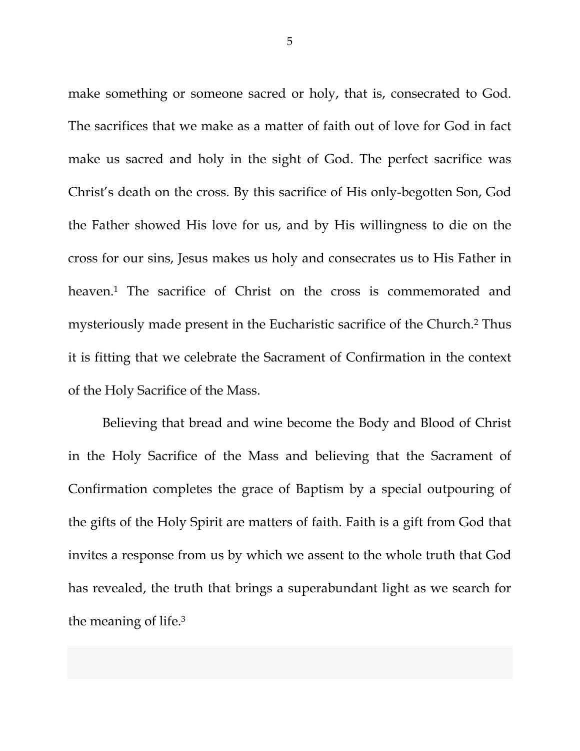make something or someone sacred or holy, that is, consecrated to God. The sacrifices that we make as a matter of faith out of love for God in fact make us sacred and holy in the sight of God. The perfect sacrifice was Christ's death on the cross. By this sacrifice of His only-begotten Son, God the Father showed His love for us, and by His willingness to die on the cross for our sins, Jesus makes us holy and consecrates us to His Father in heaven.[1] The sacrifice of Christ on the cross is commemorated and mysteriously made present in the Eucharistic sacrifice of the Church.[2] Thus it is fitting that we celebrate the Sacrament of Confirmation in the context of the Holy Sacrifice of the Mass.

Believing that bread and wine become the Body and Blood of Christ in the Holy Sacrifice of the Mass and believing that the Sacrament of Confirmation completes the grace of Baptism by a special outpouring of the gifts of the Holy Spirit are matters of faith. Faith is a gift from God that invites a response from us by which we assent to the whole truth that God has revealed, the truth that brings a superabundant light as we search for the meaning of life.[3]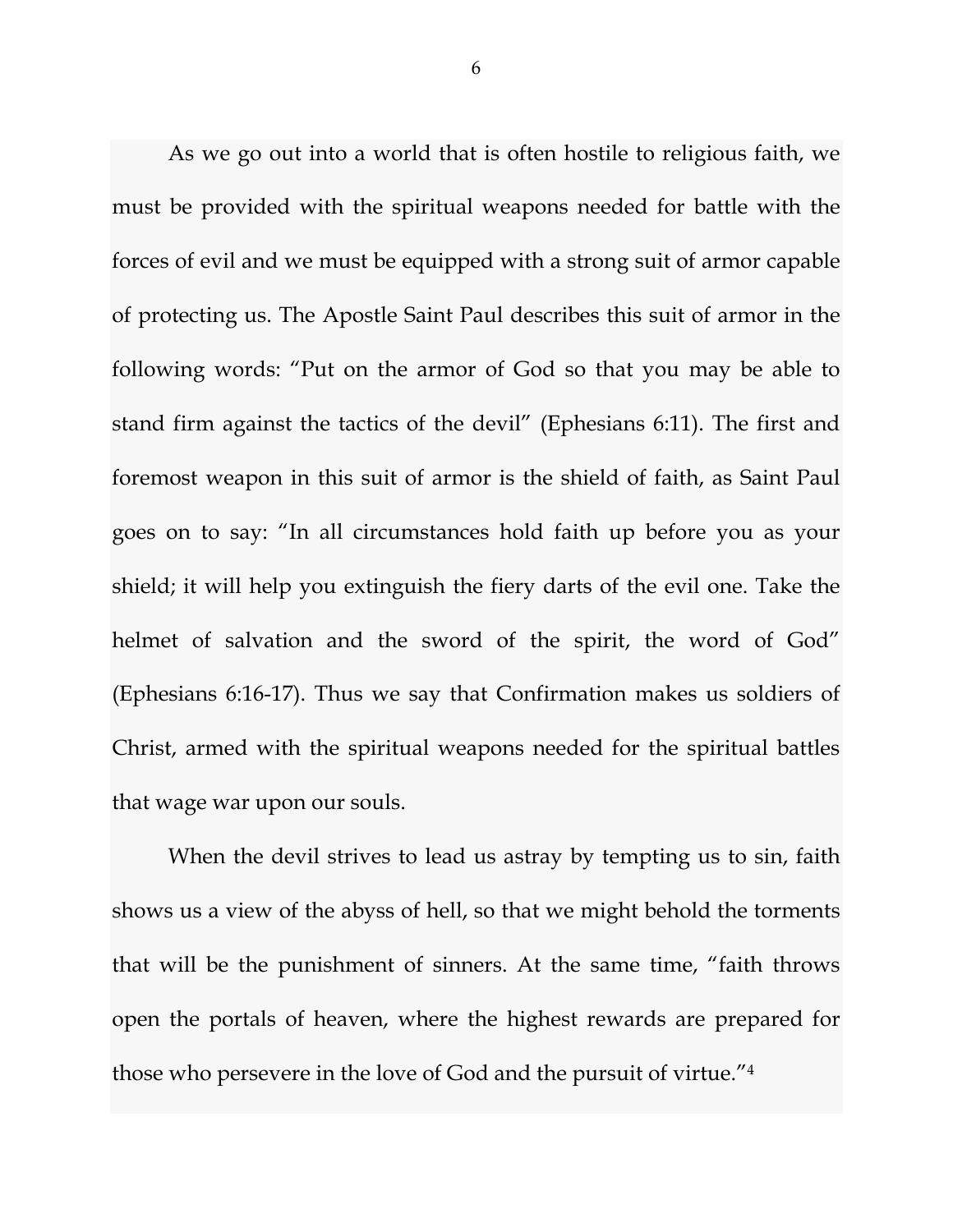As we go out into a world that is often hostile to religious faith, we must be provided with the spiritual weapons needed for battle with the forces of evil and we must be equipped with a strong suit of armor capable of protecting us. The Apostle Saint Paul describes this suit of armor in the following words: "Put on the armor of God so that you may be able to stand firm against the tactics of the devil" (Ephesians 6:11). The first and foremost weapon in this suit of armor is the shield of faith, as Saint Paul goes on to say: "In all circumstances hold faith up before you as your shield; it will help you extinguish the fiery darts of the evil one. Take the helmet of salvation and the sword of the spirit, the word of God" (Ephesians 6:16-17). Thus we say that Confirmation makes us soldiers of Christ, armed with the spiritual weapons needed for the spiritual battles that wage war upon our souls.

When the devil strives to lead us astray by tempting us to sin, faith shows us a view of the abyss of hell, so that we might behold the torments that will be the punishment of sinners. At the same time, "faith throws open the portals of heaven, where the highest rewards are prepared for those who persevere in the love of God and the pursuit of virtue."[4]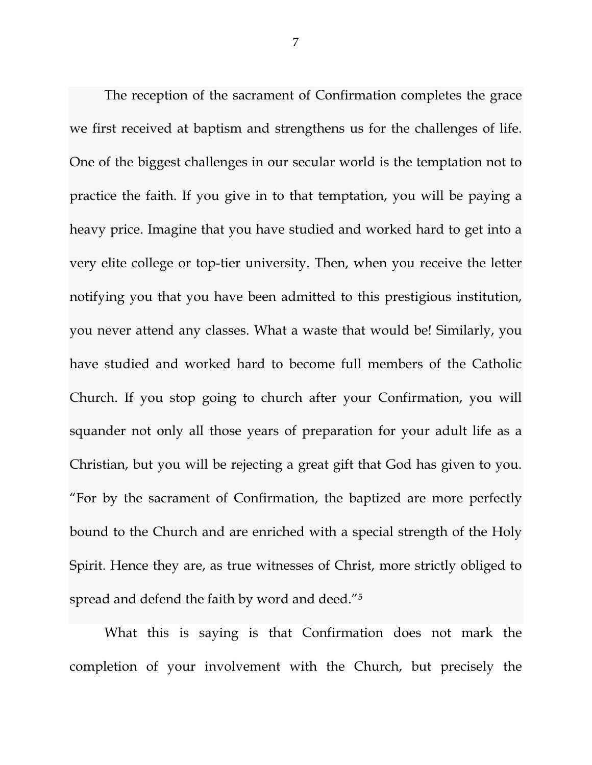The reception of the sacrament of Confirmation completes the grace we first received at baptism and strengthens us for the challenges of life. One of the biggest challenges in our secular world is the temptation not to practice the faith. If you give in to that temptation, you will be paying a heavy price. Imagine that you have studied and worked hard to get into a very elite college or top-tier university. Then, when you receive the letter notifying you that you have been admitted to this prestigious institution, you never attend any classes. What a waste that would be! Similarly, you have studied and worked hard to become full members of the Catholic Church. If you stop going to church after your Confirmation, you will squander not only all those years of preparation for your adult life as a Christian, but you will be rejecting a great gift that God has given to you. "For by the sacrament of Confirmation, the baptized are more perfectly bound to the Church and are enriched with a special strength of the Holy Spirit. Hence they are, as true witnesses of Christ, more strictly obliged to spread and defend the faith by word and deed."[5]

What this is saying is that Confirmation does not mark the completion of your involvement with the Church, but precisely the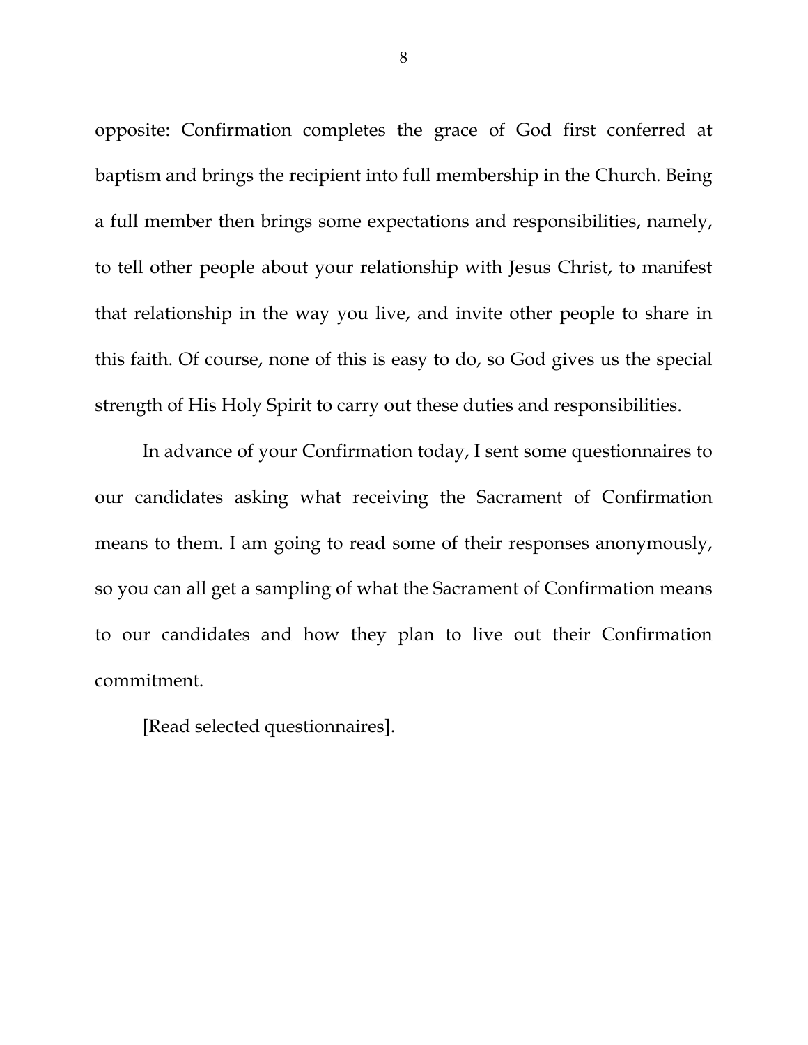opposite: Confirmation completes the grace of God first conferred at baptism and brings the recipient into full membership in the Church. Being a full member then brings some expectations and responsibilities, namely, to tell other people about your relationship with Jesus Christ, to manifest that relationship in the way you live, and invite other people to share in this faith. Of course, none of this is easy to do, so God gives us the special strength of His Holy Spirit to carry out these duties and responsibilities.

In advance of your Confirmation today, I sent some questionnaires to our candidates asking what receiving the Sacrament of Confirmation means to them. I am going to read some of their responses anonymously, so you can all get a sampling of what the Sacrament of Confirmation means to our candidates and how they plan to live out their Confirmation commitment.

[Read selected questionnaires].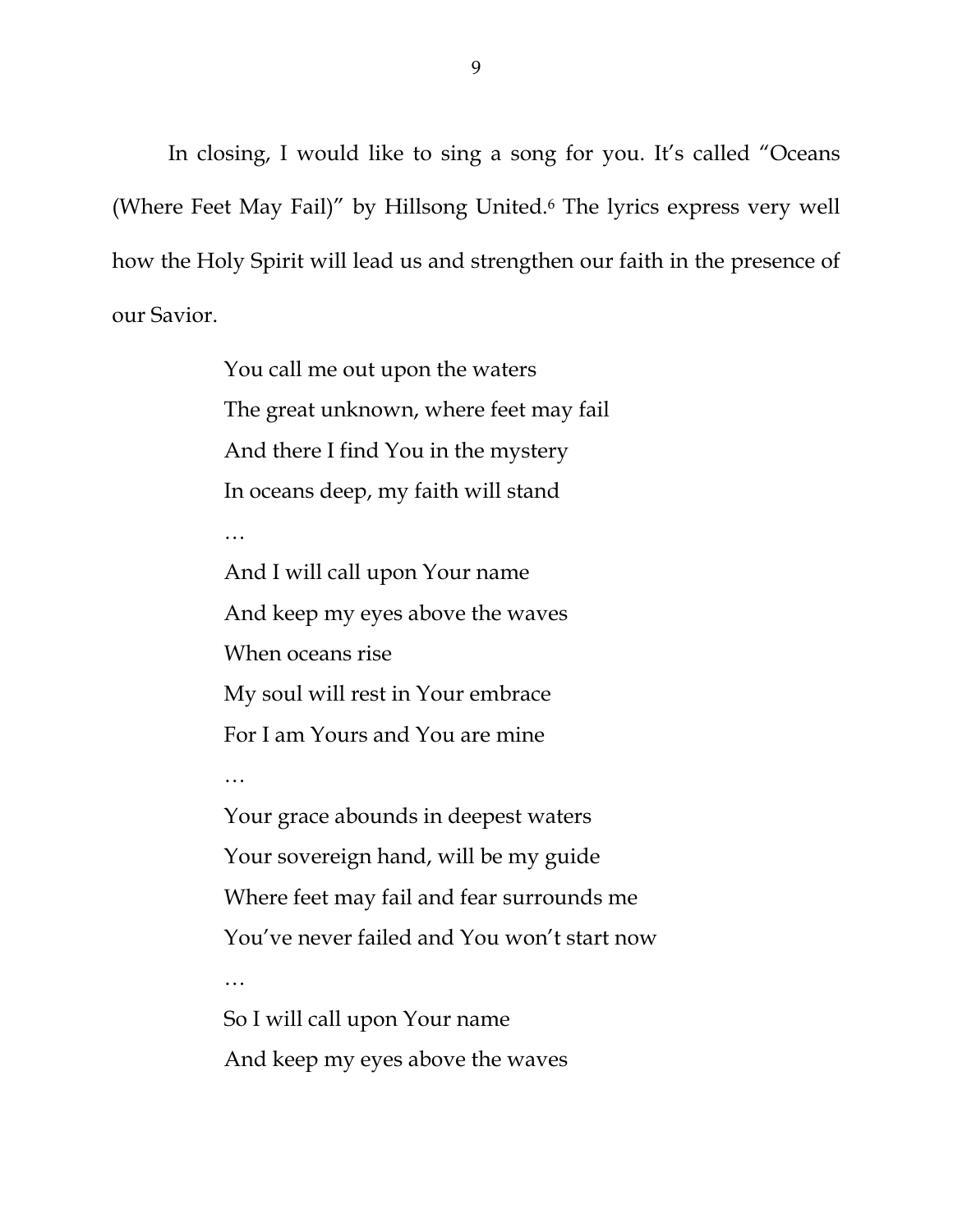In closing, I would like to sing a song for you. It's called "Oceans (Where Feet May Fail)" by Hillsong United.[6] The lyrics express very well how the Holy Spirit will lead us and strengthen our faith in the presence of our Savior.

> You call me out upon the waters
> The great unknown, where feet may fail
> And there I find You in the mystery
> In oceans deep, my faith will stand
> …
> And I will call upon Your name
> And keep my eyes above the waves
> When oceans rise
> My soul will rest in Your embrace
> For I am Yours and You are mine
> …
> Your grace abounds in deepest waters
> Your sovereign hand, will be my guide
> Where feet may fail and fear surrounds me
> You've never failed and You won't start now
> …
> So I will call upon Your name
> And keep my eyes above the waves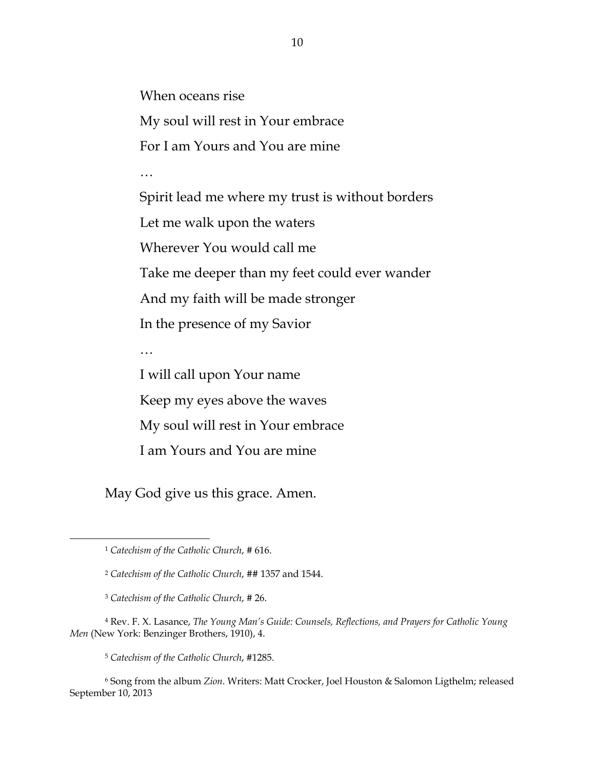When oceans rise

My soul will rest in Your embrace

For I am Yours and You are mine

…

Spirit lead me where my trust is without borders

Let me walk upon the waters

Wherever You would call me

Take me deeper than my feet could ever wander

And my faith will be made stronger

In the presence of my Savior

…

I will call upon Your name

Keep my eyes above the waves

My soul will rest in Your embrace

I am Yours and You are mine

May God give us this grace. Amen.

---

[1] *Catechism of the Catholic Church*, # 616.

[2] *Catechism of the Catholic Church*, ## 1357 and 1544.

[3] *Catechism of the Catholic Church*, # 26.

[4] Rev. F. X. Lasance, *The Young Man's Guide: Counsels, Reflections, and Prayers for Catholic Young Men* (New York: Benzinger Brothers, 1910), 4.

[5] *Catechism of the Catholic Church*, #1285.

[6] Song from the album *Zion*. Writers: Matt Crocker, Joel Houston & Salomon Ligthelm; released September 10, 2013